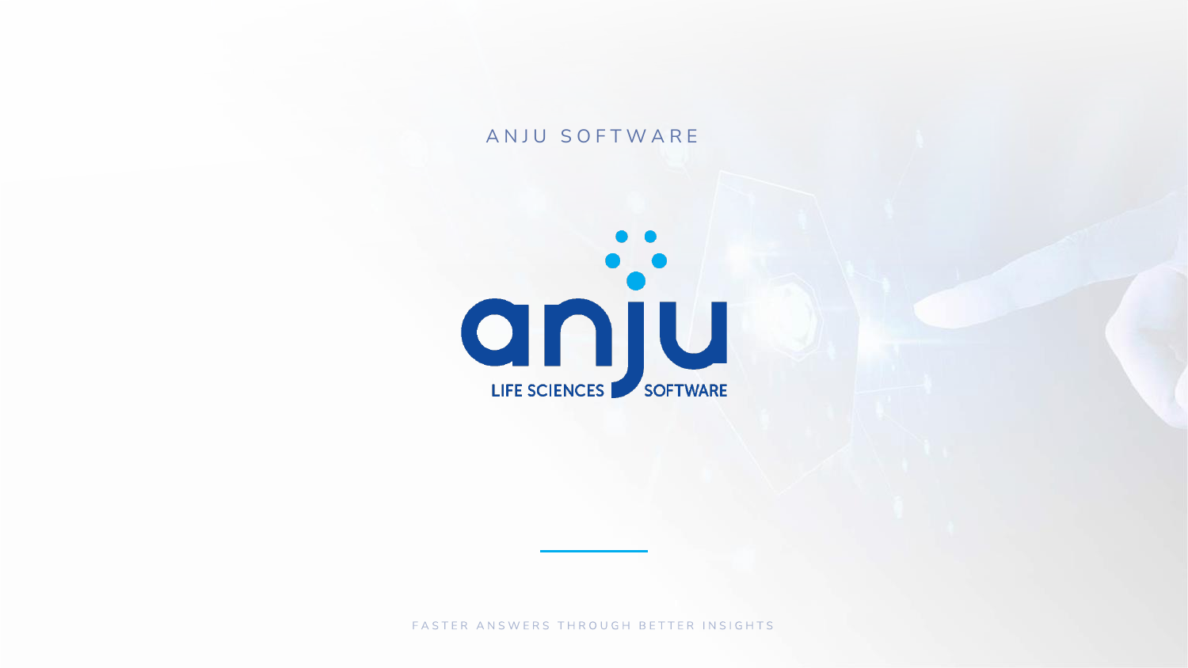ANJU SOFTWARE

anju

LIFE SCIENCES SOFTWARE

FASTER ANSWERS THROUGH BETTER INSIGHTS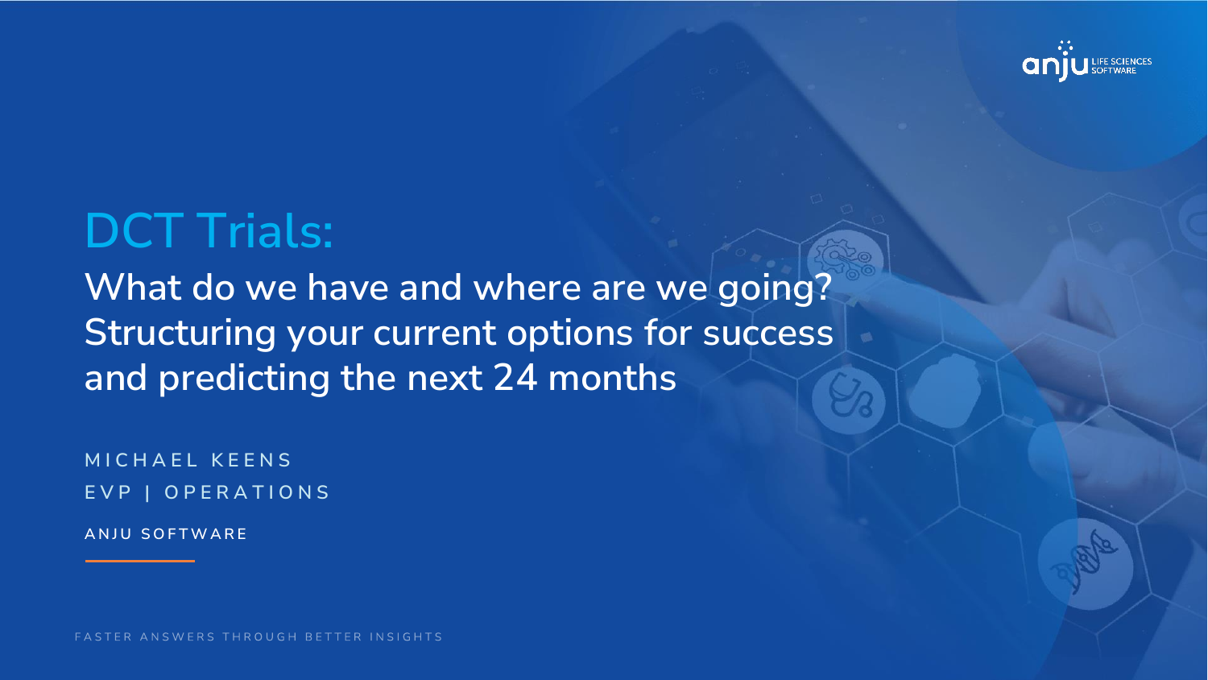# DCT Trials:

## What do we have and where are we going? Structuring your current options for success and predicting the next 24 months

MICHAEL KEENS

EVP | OPERATIONS

**ANJU SOFTWARE**

FASTER ANSWERS THROUGH BETTER INSIGHTS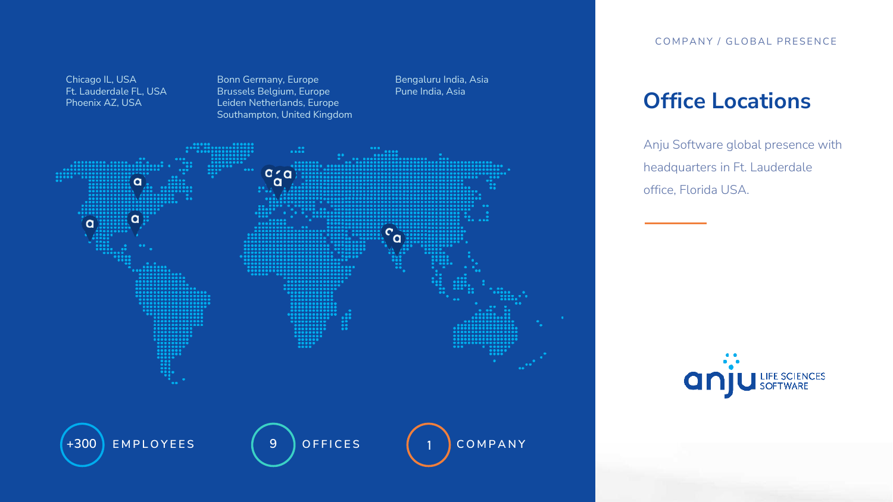COMPANY / GLOBAL PRESENCE

# Office Locations

Anju Software global presence with headquarters in Ft. Lauderdale office, Florida USA.

Chicago IL, USA
Ft. Lauderdale FL, USA
Phoenix AZ, USA

Bonn Germany, Europe
Brussels Belgium, Europe
Leiden Netherlands, Europe
Southampton, United Kingdom

Bengaluru India, Asia
Pune India, Asia

+300 EMPLOYEES

9 OFFICES

1 COMPANY

anju LIFE SCIENCES SOFTWARE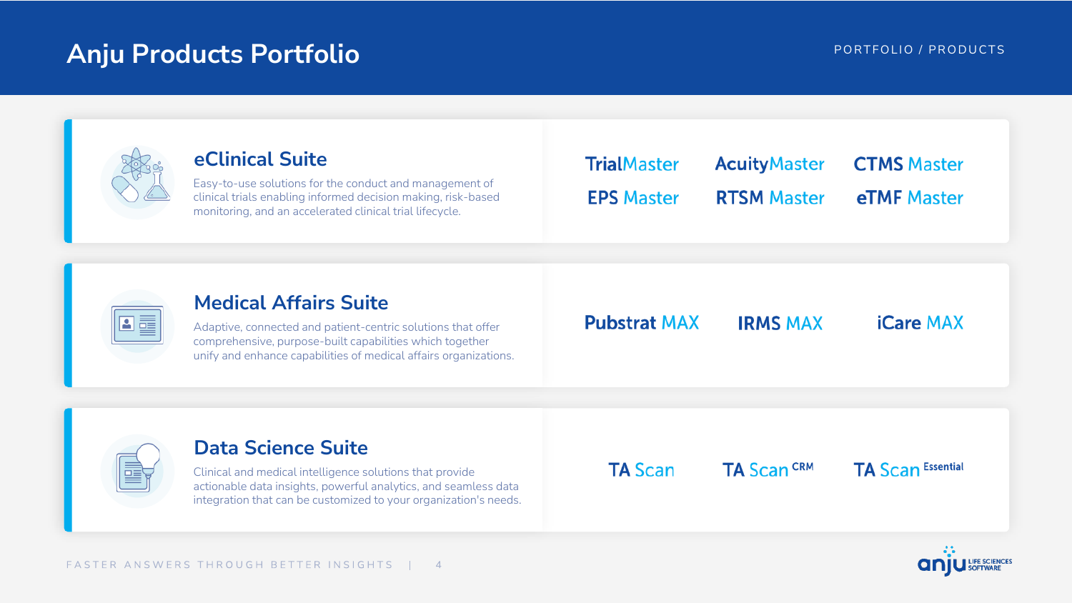# Anju Products Portfolio

PORTFOLIO / PRODUCTS

## eClinical Suite

Easy-to-use solutions for the conduct and management of clinical trials enabling informed decision making, risk-based monitoring, and an accelerated clinical trial lifecycle.

- TrialMaster
- AcuityMaster
- CTMS Master
- EPS Master
- RTSM Master
- eTMF Master

## Medical Affairs Suite

Adaptive, connected and patient-centric solutions that offer comprehensive, purpose-built capabilities which together unify and enhance capabilities of medical affairs organizations.

- Pubstrat MAX
- IRMS MAX
- iCare MAX

## Data Science Suite

Clinical and medical intelligence solutions that provide actionable data insights, powerful analytics, and seamless data integration that can be customized to your organization's needs.

- TA Scan
- TA Scan CRM
- TA Scan Essential

FASTER ANSWERS THROUGH BETTER INSIGHTS

anju LIFE SCIENCES SOFTWARE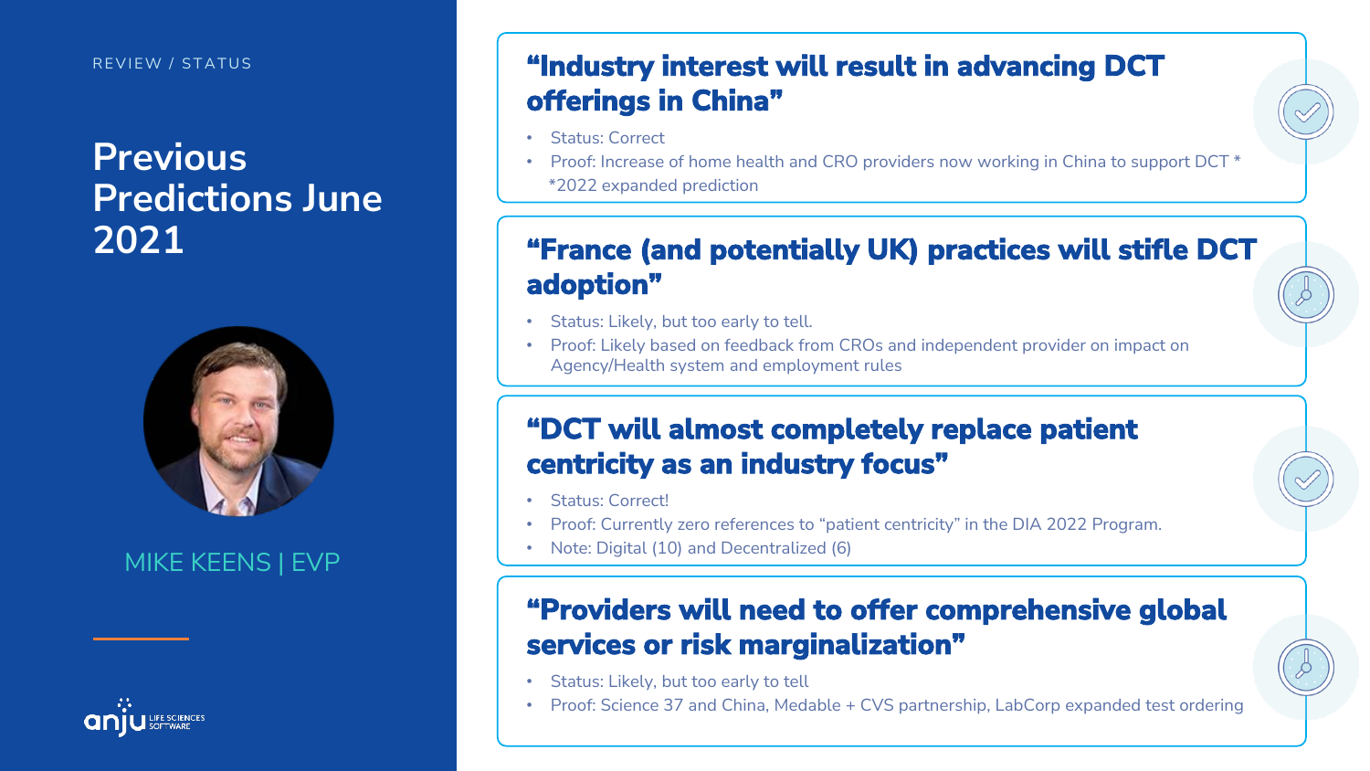REVIEW / STATUS

# Previous Predictions June 2021

MIKE KEENS | EVP

## "Industry interest will result in advancing DCT offerings in China"

- Status: Correct
- Proof: Increase of home health and CRO providers now working in China to support DCT *
  *2022 expanded prediction

## "France (and potentially UK) practices will stifle DCT adoption"

- Status: Likely, but too early to tell.
- Proof: Likely based on feedback from CROs and independent provider on impact on Agency/Health system and employment rules

## "DCT will almost completely replace patient centricity as an industry focus"

- Status: Correct!
- Proof: Currently zero references to "patient centricity" in the DIA 2022 Program.
- Note: Digital (10) and Decentralized (6)

## "Providers will need to offer comprehensive global services or risk marginalization"

- Status: Likely, but too early to tell
- Proof: Science 37 and China, Medable + CVS partnership, LabCorp expanded test ordering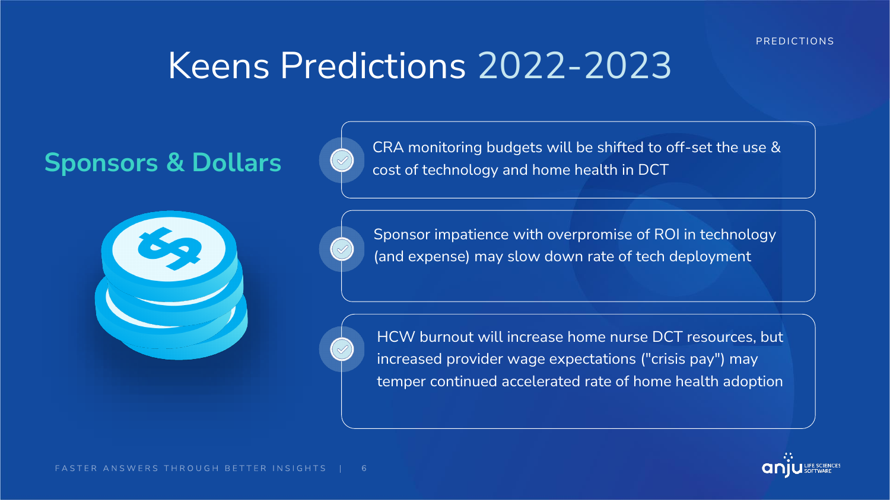# Keens Predictions 2022-2023

## Sponsors & Dollars

- CRA monitoring budgets will be shifted to off-set the use & cost of technology and home health in DCT
- Sponsor impatience with overpromise of ROI in technology (and expense) may slow down rate of tech deployment
- HCW burnout will increase home nurse DCT resources, but increased provider wage expectations ("crisis pay") may temper continued accelerated rate of home health adoption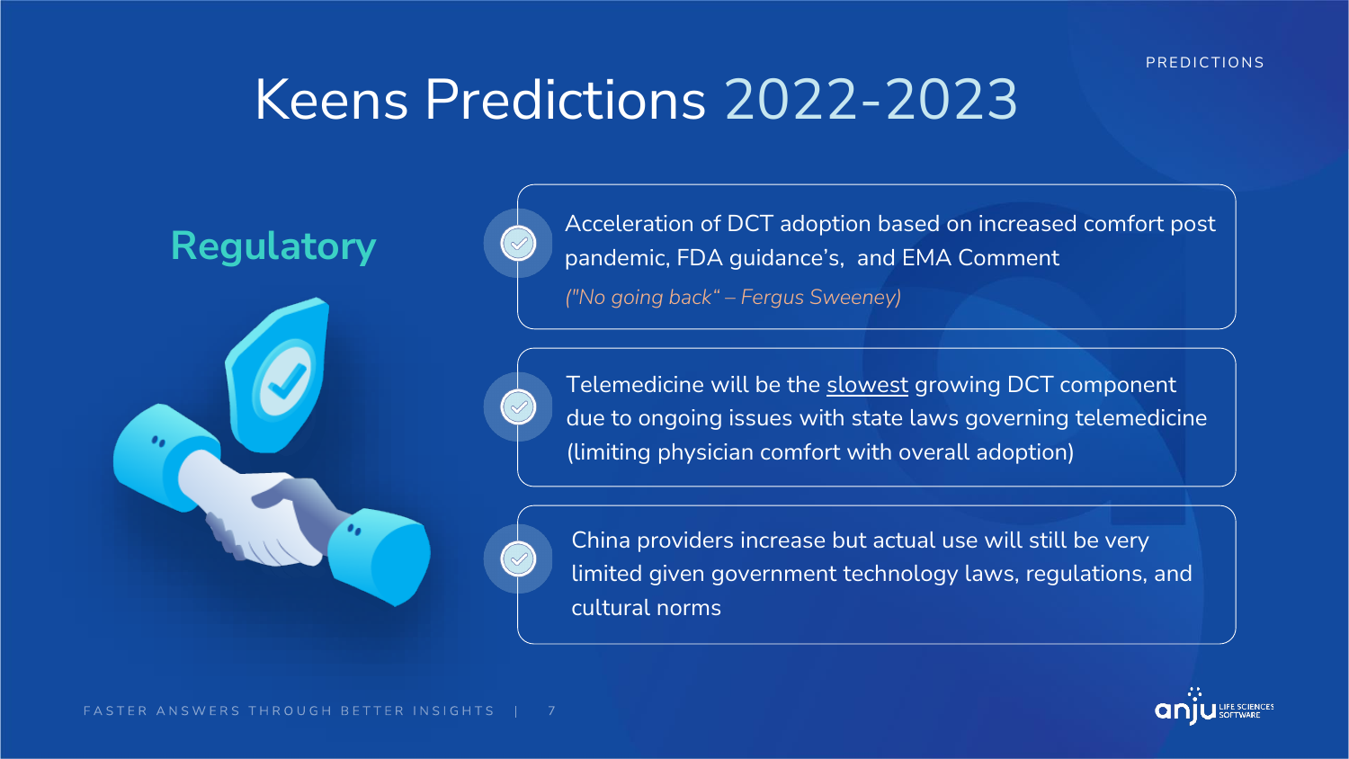# Keens Predictions 2022-2023

## Regulatory

- Acceleration of DCT adoption based on increased comfort post pandemic, FDA guidance's, and EMA Comment
  *("No going back" – Fergus Sweeney)*
- Telemedicine will be the <u>slowest</u> growing DCT component due to ongoing issues with state laws governing telemedicine (limiting physician comfort with overall adoption)
- China providers increase but actual use will still be very limited given government technology laws, regulations, and cultural norms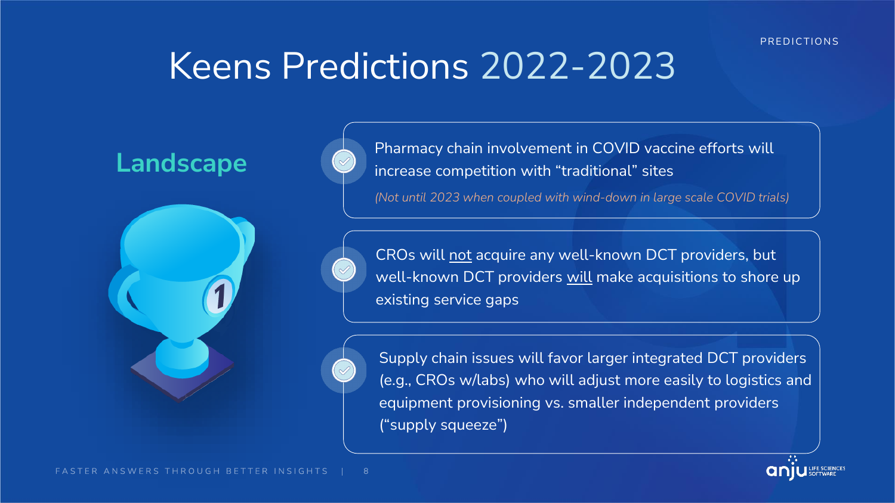# Keens Predictions 2022-2023

## Landscape

- Pharmacy chain involvement in COVID vaccine efforts will increase competition with "traditional" sites

  *(Not until 2023 when coupled with wind-down in large scale COVID trials)*

- CROs will <u>not</u> acquire any well-known DCT providers, but well-known DCT providers <u>will</u> make acquisitions to shore up existing service gaps

- Supply chain issues will favor larger integrated DCT providers (e.g., CROs w/labs) who will adjust more easily to logistics and equipment provisioning vs. smaller independent providers ("supply squeeze")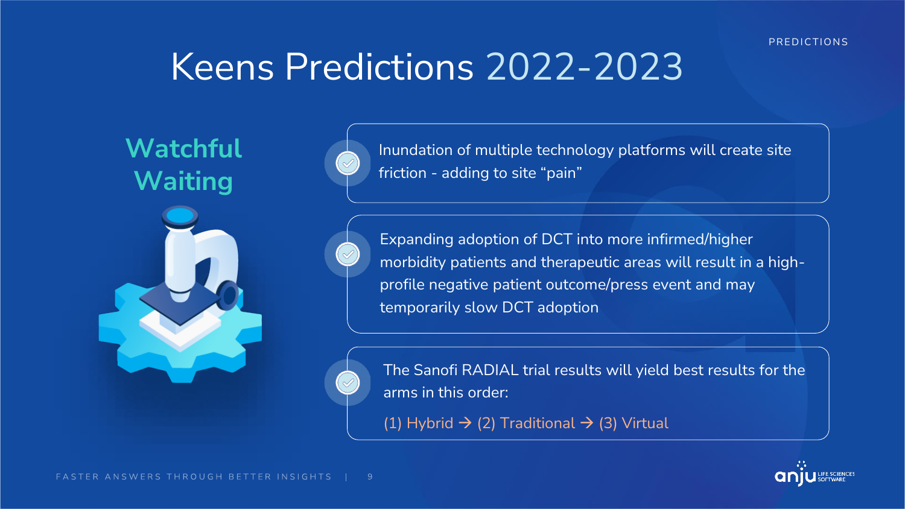# Keens Predictions 2022-2023

## Watchful Waiting

- Inundation of multiple technology platforms will create site friction - adding to site "pain"
- Expanding adoption of DCT into more infirmed/higher morbidity patients and therapeutic areas will result in a high-profile negative patient outcome/press event and may temporarily slow DCT adoption
- The Sanofi RADIAL trial results will yield best results for the arms in this order:

  (1) Hybrid → (2) Traditional → (3) Virtual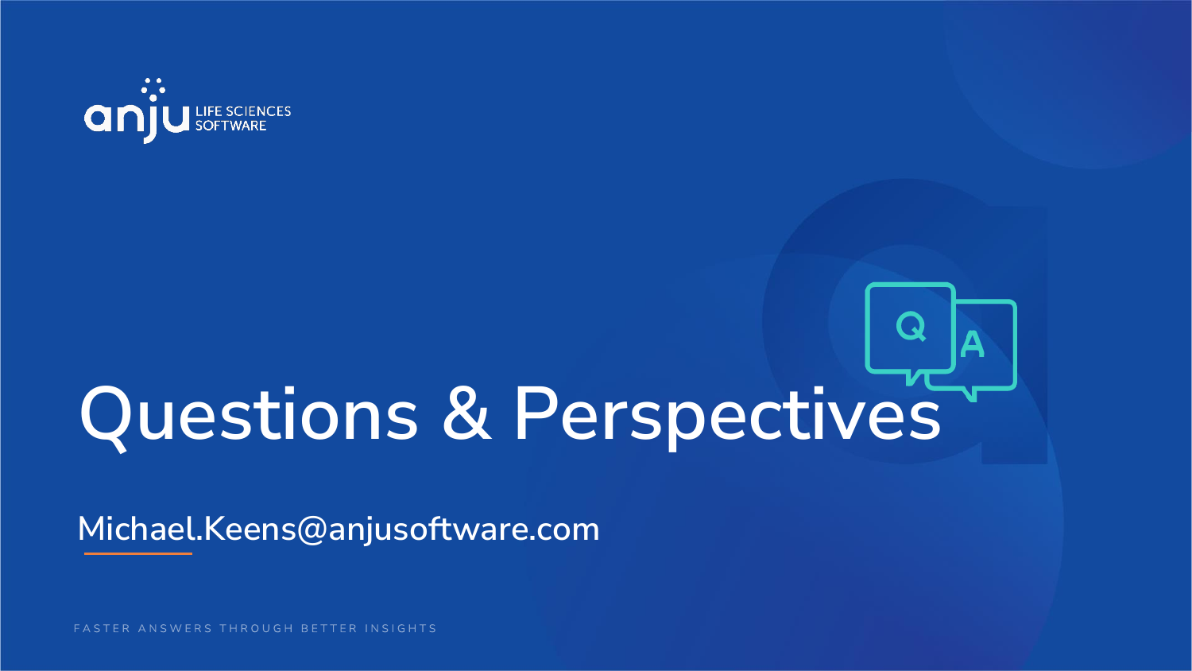anju LIFE SCIENCES SOFTWARE

# Questions & Perspectives

Michael.Keens@anjusoftware.com

FASTER ANSWERS THROUGH BETTER INSIGHTS